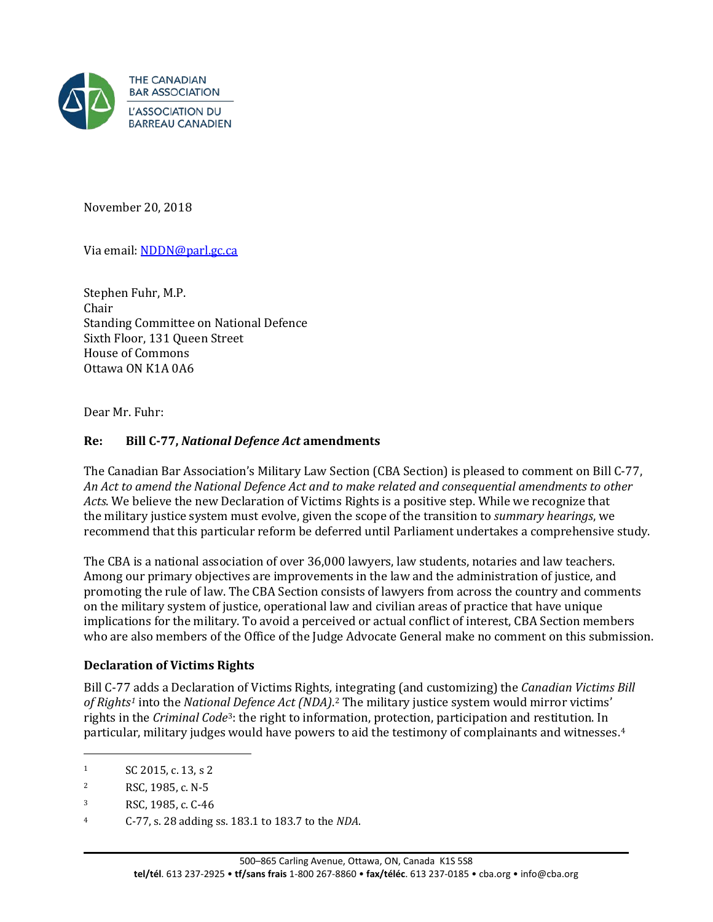THE CANADIAN BAR ASSOCIATION
L'ASSOCIATION DU BARREAU CANADIEN

November 20, 2018

Via email: NDDN@parl.gc.ca

Stephen Fuhr, M.P.
Chair
Standing Committee on National Defence
Sixth Floor, 131 Queen Street
House of Commons
Ottawa ON K1A 0A6

Dear Mr. Fuhr:

**Re: Bill C-77, *National Defence Act* amendments**

The Canadian Bar Association's Military Law Section (CBA Section) is pleased to comment on Bill C-77, *An Act to amend the National Defence Act and to make related and consequential amendments to other Acts*. We believe the new Declaration of Victims Rights is a positive step. While we recognize that the military justice system must evolve, given the scope of the transition to *summary hearings*, we recommend that this particular reform be deferred until Parliament undertakes a comprehensive study.

The CBA is a national association of over 36,000 lawyers, law students, notaries and law teachers. Among our primary objectives are improvements in the law and the administration of justice, and promoting the rule of law. The CBA Section consists of lawyers from across the country and comments on the military system of justice, operational law and civilian areas of practice that have unique implications for the military. To avoid a perceived or actual conflict of interest, CBA Section members who are also members of the Office of the Judge Advocate General make no comment on this submission.

### Declaration of Victims Rights

Bill C-77 adds a Declaration of Victims Rights, integrating (and customizing) the *Canadian Victims Bill of Rights*[1] into the *National Defence Act (NDA)*.[2] The military justice system would mirror victims' rights in the *Criminal Code*[3]: the right to information, protection, participation and restitution. In particular, military judges would have powers to aid the testimony of complainants and witnesses.[4]

---

1 SC 2015, c. 13, s 2

2 RSC, 1985, c. N-5

3 RSC, 1985, c. C-46

4 C-77, s. 28 adding ss. 183.1 to 183.7 to the *NDA*.

500–865 Carling Avenue, Ottawa, ON, Canada K1S 5S8
**tel/tél**. 613 237-2925 • **tf/sans frais** 1-800 267-8860 • **fax/téléc**. 613 237-0185 • cba.org • info@cba.org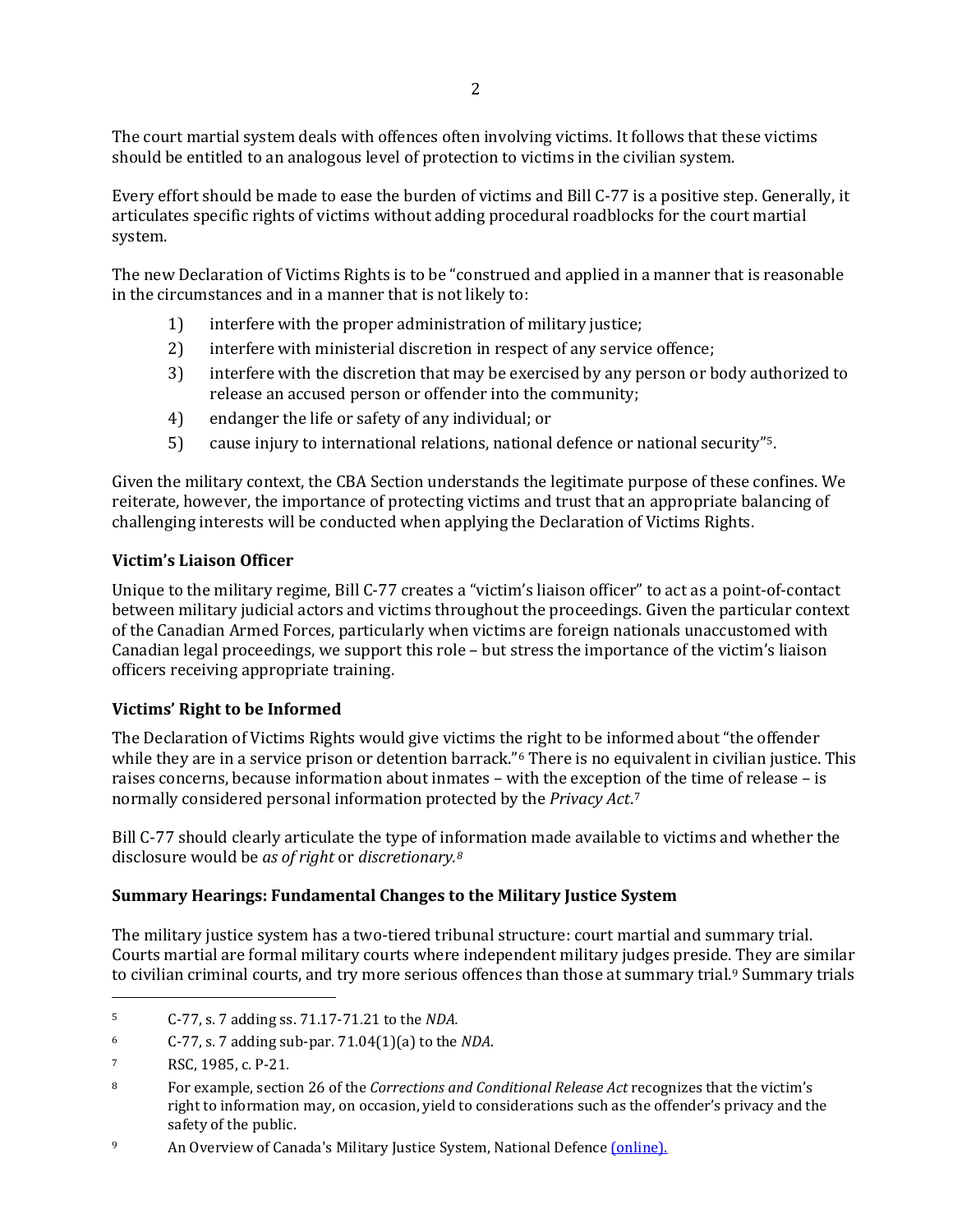The court martial system deals with offences often involving victims. It follows that these victims should be entitled to an analogous level of protection to victims in the civilian system.

Every effort should be made to ease the burden of victims and Bill C-77 is a positive step. Generally, it articulates specific rights of victims without adding procedural roadblocks for the court martial system.

The new Declaration of Victims Rights is to be "construed and applied in a manner that is reasonable in the circumstances and in a manner that is not likely to:

1) interfere with the proper administration of military justice;
2) interfere with ministerial discretion in respect of any service offence;
3) interfere with the discretion that may be exercised by any person or body authorized to release an accused person or offender into the community;
4) endanger the life or safety of any individual; or
5) cause injury to international relations, national defence or national security"[5].

Given the military context, the CBA Section understands the legitimate purpose of these confines. We reiterate, however, the importance of protecting victims and trust that an appropriate balancing of challenging interests will be conducted when applying the Declaration of Victims Rights.

### Victim's Liaison Officer

Unique to the military regime, Bill C-77 creates a "victim's liaison officer" to act as a point-of-contact between military judicial actors and victims throughout the proceedings. Given the particular context of the Canadian Armed Forces, particularly when victims are foreign nationals unaccustomed with Canadian legal proceedings, we support this role – but stress the importance of the victim's liaison officers receiving appropriate training.

### Victims' Right to be Informed

The Declaration of Victims Rights would give victims the right to be informed about "the offender while they are in a service prison or detention barrack."[6] There is no equivalent in civilian justice. This raises concerns, because information about inmates – with the exception of the time of release – is normally considered personal information protected by the *Privacy Act*.[7]

Bill C-77 should clearly articulate the type of information made available to victims and whether the disclosure would be *as of right* or *discretionary.*[8]

### Summary Hearings: Fundamental Changes to the Military Justice System

The military justice system has a two-tiered tribunal structure: court martial and summary trial. Courts martial are formal military courts where independent military judges preside. They are similar to civilian criminal courts, and try more serious offences than those at summary trial.[9] Summary trials

---

[5] C-77, s. 7 adding ss. 71.17-71.21 to the *NDA.*

[6] C-77, s. 7 adding sub-par. 71.04(1)(a) to the *NDA*.

[7] RSC, 1985, c. P-21.

[8] For example, section 26 of the *Corrections and Conditional Release Act* recognizes that the victim's right to information may, on occasion, yield to considerations such as the offender's privacy and the safety of the public.

[9] An Overview of Canada's Military Justice System, National Defence (online).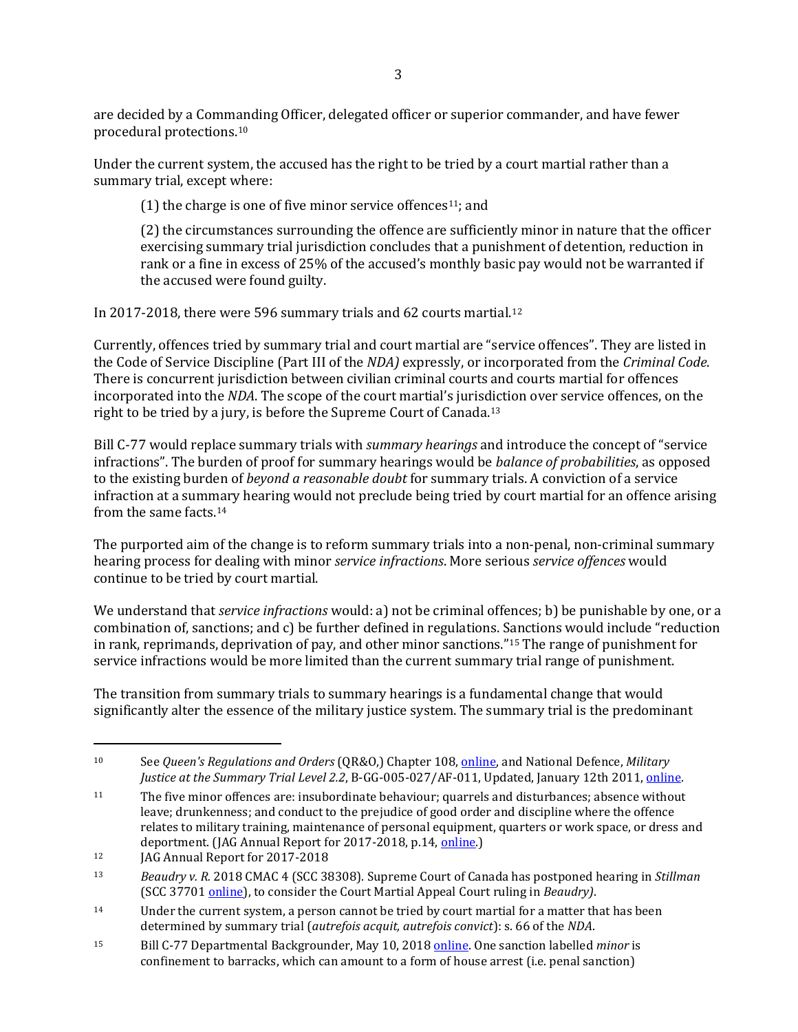are decided by a Commanding Officer, delegated officer or superior commander, and have fewer procedural protections.[10]

Under the current system, the accused has the right to be tried by a court martial rather than a summary trial, except where:

> (1) the charge is one of five minor service offences[11]; and
>
> (2) the circumstances surrounding the offence are sufficiently minor in nature that the officer exercising summary trial jurisdiction concludes that a punishment of detention, reduction in rank or a fine in excess of 25% of the accused's monthly basic pay would not be warranted if the accused were found guilty.

In 2017-2018, there were 596 summary trials and 62 courts martial.[12]

Currently, offences tried by summary trial and court martial are "service offences". They are listed in the Code of Service Discipline (Part III of the *NDA)* expressly, or incorporated from the *Criminal Code*. There is concurrent jurisdiction between civilian criminal courts and courts martial for offences incorporated into the *NDA*. The scope of the court martial's jurisdiction over service offences, on the right to be tried by a jury, is before the Supreme Court of Canada.[13]

Bill C-77 would replace summary trials with *summary hearings* and introduce the concept of "service infractions". The burden of proof for summary hearings would be *balance of probabilities*, as opposed to the existing burden of *beyond a reasonable doubt* for summary trials. A conviction of a service infraction at a summary hearing would not preclude being tried by court martial for an offence arising from the same facts.[14]

The purported aim of the change is to reform summary trials into a non-penal, non-criminal summary hearing process for dealing with minor *service infractions*. More serious *service offences* would continue to be tried by court martial.

We understand that *service infractions* would: a) not be criminal offences; b) be punishable by one, or a combination of, sanctions; and c) be further defined in regulations. Sanctions would include "reduction in rank, reprimands, deprivation of pay, and other minor sanctions."[15] The range of punishment for service infractions would be more limited than the current summary trial range of punishment.

The transition from summary trials to summary hearings is a fundamental change that would significantly alter the essence of the military justice system. The summary trial is the predominant

---

[10] See *Queen's Regulations and Orders* (QR&O,) Chapter 108, online, and National Defence, *Military Justice at the Summary Trial Level 2.2*, B-GG-005-027/AF-011, Updated, January 12th 2011, online.

[11] The five minor offences are: insubordinate behaviour; quarrels and disturbances; absence without leave; drunkenness; and conduct to the prejudice of good order and discipline where the offence relates to military training, maintenance of personal equipment, quarters or work space, or dress and deportment. (JAG Annual Report for 2017-2018, p.14, online.)

[12] JAG Annual Report for 2017-2018

[13] *Beaudry v. R.* 2018 CMAC 4 (SCC 38308). Supreme Court of Canada has postponed hearing in *Stillman* (SCC 37701 online), to consider the Court Martial Appeal Court ruling in *Beaudry)*.

[14] Under the current system, a person cannot be tried by court martial for a matter that has been determined by summary trial (*autrefois acquit, autrefois convict*): s. 66 of the *NDA*.

[15] Bill C-77 Departmental Backgrounder, May 10, 2018 online. One sanction labelled *minor* is confinement to barracks, which can amount to a form of house arrest (i.e. penal sanction)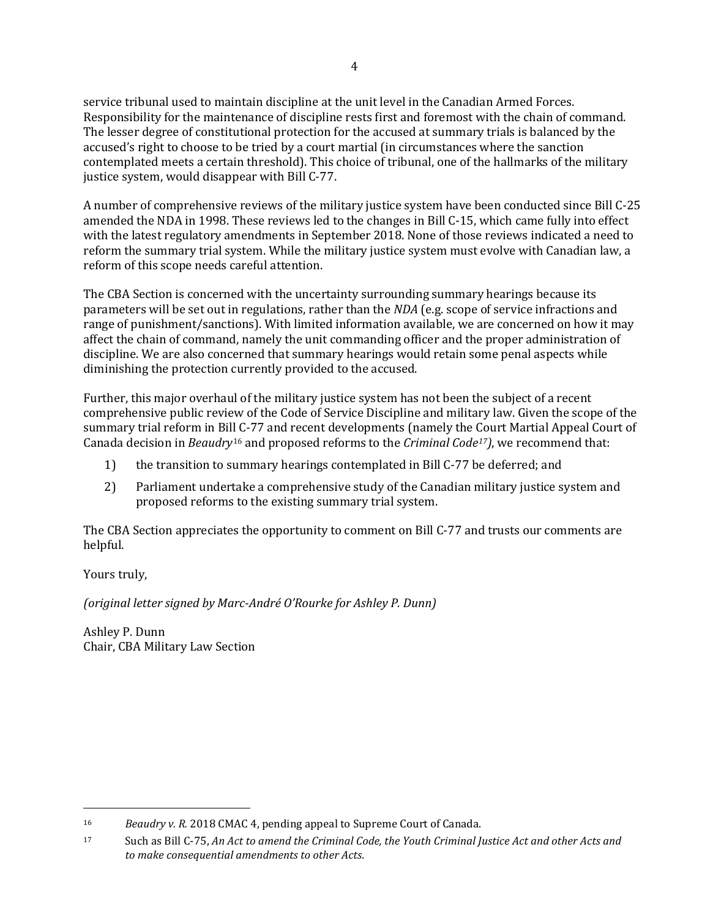service tribunal used to maintain discipline at the unit level in the Canadian Armed Forces. Responsibility for the maintenance of discipline rests first and foremost with the chain of command. The lesser degree of constitutional protection for the accused at summary trials is balanced by the accused's right to choose to be tried by a court martial (in circumstances where the sanction contemplated meets a certain threshold). This choice of tribunal, one of the hallmarks of the military justice system, would disappear with Bill C-77.

A number of comprehensive reviews of the military justice system have been conducted since Bill C-25 amended the NDA in 1998. These reviews led to the changes in Bill C-15, which came fully into effect with the latest regulatory amendments in September 2018. None of those reviews indicated a need to reform the summary trial system. While the military justice system must evolve with Canadian law, a reform of this scope needs careful attention.

The CBA Section is concerned with the uncertainty surrounding summary hearings because its parameters will be set out in regulations, rather than the *NDA* (e.g. scope of service infractions and range of punishment/sanctions). With limited information available, we are concerned on how it may affect the chain of command, namely the unit commanding officer and the proper administration of discipline. We are also concerned that summary hearings would retain some penal aspects while diminishing the protection currently provided to the accused.

Further, this major overhaul of the military justice system has not been the subject of a recent comprehensive public review of the Code of Service Discipline and military law. Given the scope of the summary trial reform in Bill C-77 and recent developments (namely the Court Martial Appeal Court of Canada decision in *Beaudry*[16] and proposed reforms to the *Criminal Code*[17]), we recommend that:

1) the transition to summary hearings contemplated in Bill C-77 be deferred; and
2) Parliament undertake a comprehensive study of the Canadian military justice system and proposed reforms to the existing summary trial system.

The CBA Section appreciates the opportunity to comment on Bill C-77 and trusts our comments are helpful.

Yours truly,

*(original letter signed by Marc-André O'Rourke for Ashley P. Dunn)*

Ashley P. Dunn
Chair, CBA Military Law Section

---

[16] *Beaudry v. R.* 2018 CMAC 4, pending appeal to Supreme Court of Canada.

[17] Such as Bill C-75, *An Act to amend the Criminal Code, the Youth Criminal Justice Act and other Acts and to make consequential amendments to other Acts*.